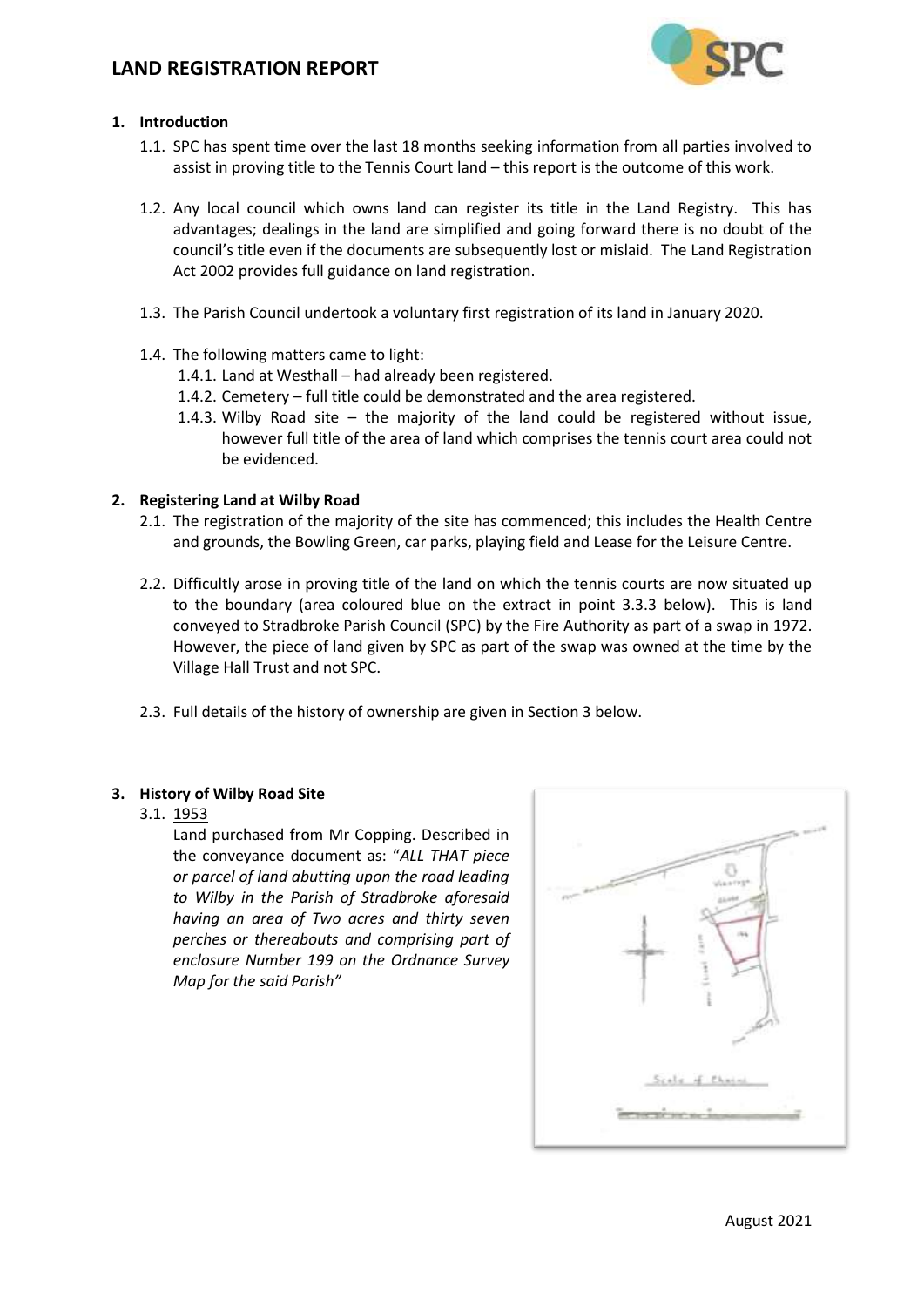# LAND REGISTRATION REPORT

**1. Introduction**

1.1. SPC has spent time over the last 18 months seeking information from all parties involved to assist in proving title to the Tennis Court land – this report is the outcome of this work.

1.2. Any local council which owns land can register its title in the Land Registry. This has advantages; dealings in the land are simplified and going forward there is no doubt of the council's title even if the documents are subsequently lost or mislaid. The Land Registration Act 2002 provides full guidance on land registration.

1.3. The Parish Council undertook a voluntary first registration of its land in January 2020.

1.4. The following matters came to light:

1.4.1. Land at Westhall – had already been registered.

1.4.2. Cemetery – full title could be demonstrated and the area registered.

1.4.3. Wilby Road site – the majority of the land could be registered without issue, however full title of the area of land which comprises the tennis court area could not be evidenced.

**2. Registering Land at Wilby Road**

2.1. The registration of the majority of the site has commenced; this includes the Health Centre and grounds, the Bowling Green, car parks, playing field and Lease for the Leisure Centre.

2.2. Difficultly arose in proving title of the land on which the tennis courts are now situated up to the boundary (area coloured blue on the extract in point 3.3.3 below). This is land conveyed to Stradbroke Parish Council (SPC) by the Fire Authority as part of a swap in 1972. However, the piece of land given by SPC as part of the swap was owned at the time by the Village Hall Trust and not SPC.

2.3. Full details of the history of ownership are given in Section 3 below.

**3. History of Wilby Road Site**

3.1. 1953

Land purchased from Mr Copping. Described in the conveyance document as: "*ALL THAT piece or parcel of land abutting upon the road leading to Wilby in the Parish of Stradbroke aforesaid having an area of Two acres and thirty seven perches or thereabouts and comprising part of enclosure Number 199 on the Ordnance Survey Map for the said Parish*"

August 2021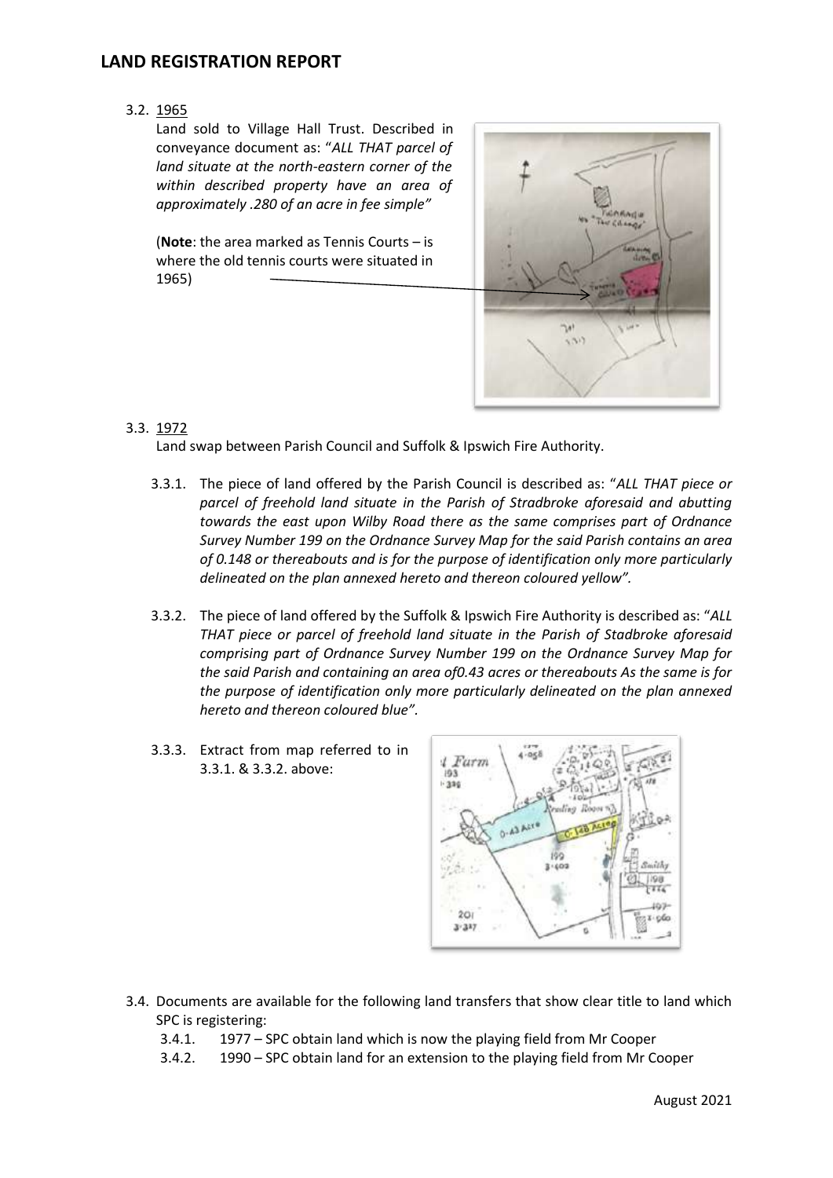3.2. 1965

Land sold to Village Hall Trust. Described in conveyance document as: "*ALL THAT parcel of land situate at the north-eastern corner of the within described property have an area of approximately .280 of an acre in fee simple"*

(**Note**: the area marked as Tennis Courts – is where the old tennis courts were situated in 1965)

3.3. 1972

Land swap between Parish Council and Suffolk & Ipswich Fire Authority.

3.3.1. The piece of land offered by the Parish Council is described as: "*ALL THAT piece or parcel of freehold land situate in the Parish of Stradbroke aforesaid and abutting towards the east upon Wilby Road there as the same comprises part of Ordnance Survey Number 199 on the Ordnance Survey Map for the said Parish contains an area of 0.148 or thereabouts and is for the purpose of identification only more particularly delineated on the plan annexed hereto and thereon coloured yellow".*

3.3.2. The piece of land offered by the Suffolk & Ipswich Fire Authority is described as: "*ALL THAT piece or parcel of freehold land situate in the Parish of Stadbroke aforesaid comprising part of Ordnance Survey Number 199 on the Ordnance Survey Map for the said Parish and containing an area of0.43 acres or thereabouts As the same is for the purpose of identification only more particularly delineated on the plan annexed hereto and thereon coloured blue".*

3.3.3. Extract from map referred to in 3.3.1. & 3.3.2. above:

3.4. Documents are available for the following land transfers that show clear title to land which SPC is registering:

3.4.1. 1977 – SPC obtain land which is now the playing field from Mr Cooper

3.4.2. 1990 – SPC obtain land for an extension to the playing field from Mr Cooper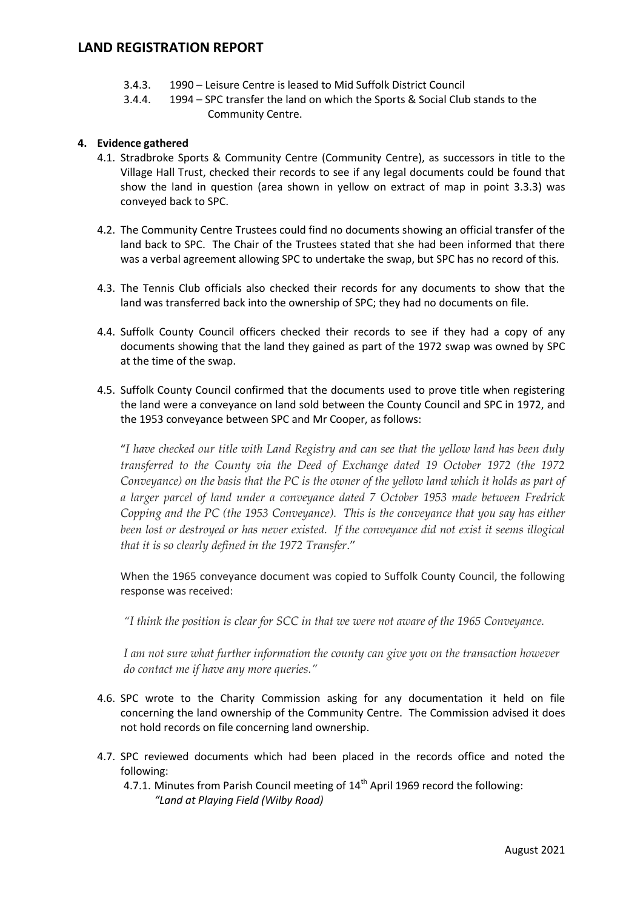- 3.4.3. 1990 – Leisure Centre is leased to Mid Suffolk District Council
- 3.4.4. 1994 – SPC transfer the land on which the Sports & Social Club stands to the Community Centre.

## 4. Evidence gathered

4.1. Stradbroke Sports & Community Centre (Community Centre), as successors in title to the Village Hall Trust, checked their records to see if any legal documents could be found that show the land in question (area shown in yellow on extract of map in point 3.3.3) was conveyed back to SPC.

4.2. The Community Centre Trustees could find no documents showing an official transfer of the land back to SPC. The Chair of the Trustees stated that she had been informed that there was a verbal agreement allowing SPC to undertake the swap, but SPC has no record of this.

4.3. The Tennis Club officials also checked their records for any documents to show that the land was transferred back into the ownership of SPC; they had no documents on file.

4.4. Suffolk County Council officers checked their records to see if they had a copy of any documents showing that the land they gained as part of the 1972 swap was owned by SPC at the time of the swap.

4.5. Suffolk County Council confirmed that the documents used to prove title when registering the land were a conveyance on land sold between the County Council and SPC in 1972, and the 1953 conveyance between SPC and Mr Cooper, as follows:

"*I have checked our title with Land Registry and can see that the yellow land has been duly transferred to the County via the Deed of Exchange dated 19 October 1972 (the 1972 Conveyance) on the basis that the PC is the owner of the yellow land which it holds as part of a larger parcel of land under a conveyance dated 7 October 1953 made between Fredrick Copping and the PC (the 1953 Conveyance). This is the conveyance that you say has either been lost or destroyed or has never existed. If the conveyance did not exist it seems illogical that it is so clearly defined in the 1972 Transfer*."

When the 1965 conveyance document was copied to Suffolk County Council, the following response was received:

*"I think the position is clear for SCC in that we were not aware of the 1965 Conveyance.*

*I am not sure what further information the county can give you on the transaction however do contact me if have any more queries."*

4.6. SPC wrote to the Charity Commission asking for any documentation it held on file concerning the land ownership of the Community Centre. The Commission advised it does not hold records on file concerning land ownership.

4.7. SPC reviewed documents which had been placed in the records office and noted the following:

4.7.1. Minutes from Parish Council meeting of 14th April 1969 record the following:
*"Land at Playing Field (Wilby Road)*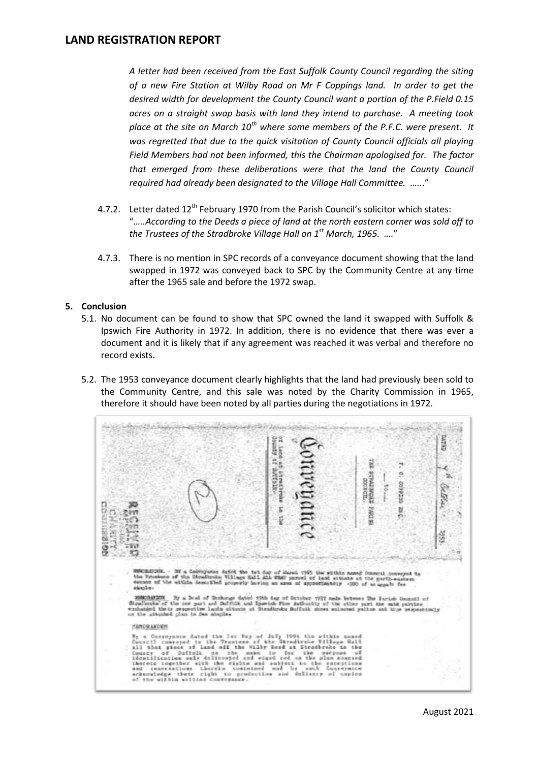*A letter had been received from the East Suffolk County Council regarding the siting of a new Fire Station at Wilby Road on Mr F Coppings land. In order to get the desired width for development the County Council want a portion of the P.Field 0.15 acres on a straight swap basis with land they intend to purchase. A meeting took place at the site on March 10th where some members of the P.F.C. were present. It was regretted that due to the quick visitation of County Council officials all playing Field Members had not been informed, this the Chairman apologised for. The factor that emerged from these deliberations were that the land the County Council required had already been designated to the Village Hall Committee. …...*"

4.7.2. Letter dated 12th February 1970 from the Parish Council's solicitor which states: "*…..According to the Deeds a piece of land at the north eastern corner was sold off to the Trustees of the Stradbroke Village Hall on 1st March, 1965. ….*"

4.7.3. There is no mention in SPC records of a conveyance document showing that the land swapped in 1972 was conveyed back to SPC by the Community Centre at any time after the 1965 sale and before the 1972 swap.

## 5. Conclusion

5.1. No document can be found to show that SPC owned the land it swapped with Suffolk & Ipswich Fire Authority in 1972. In addition, there is no evidence that there was ever a document and it is likely that if any agreement was reached it was verbal and therefore no record exists.

5.2. The 1953 conveyance document clearly highlights that the land had previously been sold to the Community Centre, and this sale was noted by the Charity Commission in 1965, therefore it should have been noted by all parties during the negotiations in 1972.

DATED ... 1953

F. C. COPPING ESQ.

— to —

THE STRADBROKE PARISH COUNCIL.

Conveyance

of land at Stradbroke in the County of Suffolk.

RECEIVED CHARITY COMMISSION

MEMORANDUM. - BY a Conveyance dated the 1st day of March 1965 the within named Council conveyed to the Trustees of the Stradbroke Village Hall ALL THAT parcel of land situate at the north-eastern corner of the within described property having an area of approximately ·380 of an acre in fee simple.

MEMORANDUM By a Deed of Exchange dated 19th day of October 1972 made between the Parish Council of Stradbroke of the one part and Suffolk and Ipswich Fire Authority of the other part the said parties exchanged their respective lands situate at Stradbroke Suffolk shown coloured yellow and blue respectively on the attached plan in fee simple.

MEMORANDUM

By a Conveyance dated the 1st Day of July 1994 the within named Council conveyed to the Trustees of the Stradbroke Village Hall all that piece of land off the Wilby Road at Stradbroke in the County of Suffolk as the same is for the purpose of identification only delineated and edged red on the plan annexed thereto together with the rights and subject to the exceptions and reservations therein contained and by such Conveyance acknowledge their right to production and delivery of copies of the within written conveyance.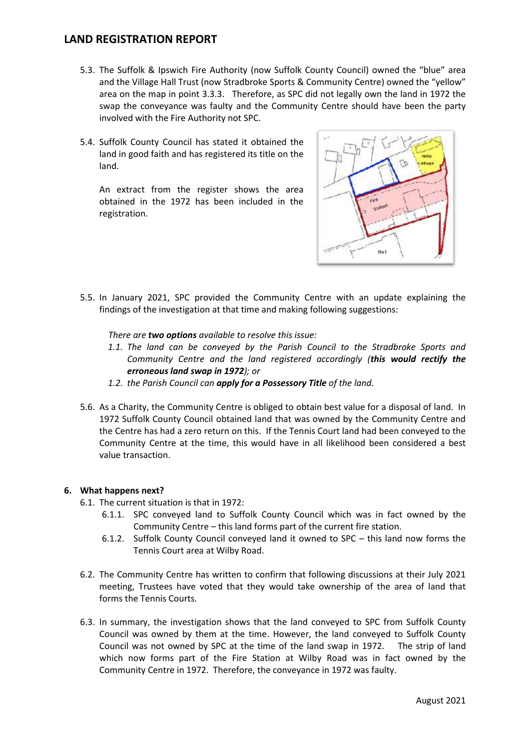5.3. The Suffolk & Ipswich Fire Authority (now Suffolk County Council) owned the "blue" area and the Village Hall Trust (now Stradbroke Sports & Community Centre) owned the "yellow" area on the map in point 3.3.3. Therefore, as SPC did not legally own the land in 1972 the swap the conveyance was faulty and the Community Centre should have been the party involved with the Fire Authority not SPC.

5.4. Suffolk County Council has stated it obtained the land in good faith and has registered its title on the land.

An extract from the register shows the area obtained in the 1972 has been included in the registration.

5.5. In January 2021, SPC provided the Community Centre with an update explaining the findings of the investigation at that time and making following suggestions:

*There are **two options** available to resolve this issue:*

1.1. *The land can be conveyed by the Parish Council to the Stradbroke Sports and Community Centre and the land registered accordingly (**this would rectify the erroneous land swap in 1972**); or*

1.2. *the Parish Council can **apply for a Possessory Title** of the land.*

5.6. As a Charity, the Community Centre is obliged to obtain best value for a disposal of land. In 1972 Suffolk County Council obtained land that was owned by the Community Centre and the Centre has had a zero return on this. If the Tennis Court land had been conveyed to the Community Centre at the time, this would have in all likelihood been considered a best value transaction.

## 6. What happens next?

6.1. The current situation is that in 1972:

6.1.1. SPC conveyed land to Suffolk County Council which was in fact owned by the Community Centre – this land forms part of the current fire station.

6.1.2. Suffolk County Council conveyed land it owned to SPC – this land now forms the Tennis Court area at Wilby Road.

6.2. The Community Centre has written to confirm that following discussions at their July 2021 meeting, Trustees have voted that they would take ownership of the area of land that forms the Tennis Courts.

6.3. In summary, the investigation shows that the land conveyed to SPC from Suffolk County Council was owned by them at the time. However, the land conveyed to Suffolk County Council was not owned by SPC at the time of the land swap in 1972. The strip of land which now forms part of the Fire Station at Wilby Road was in fact owned by the Community Centre in 1972. Therefore, the conveyance in 1972 was faulty.

August 2021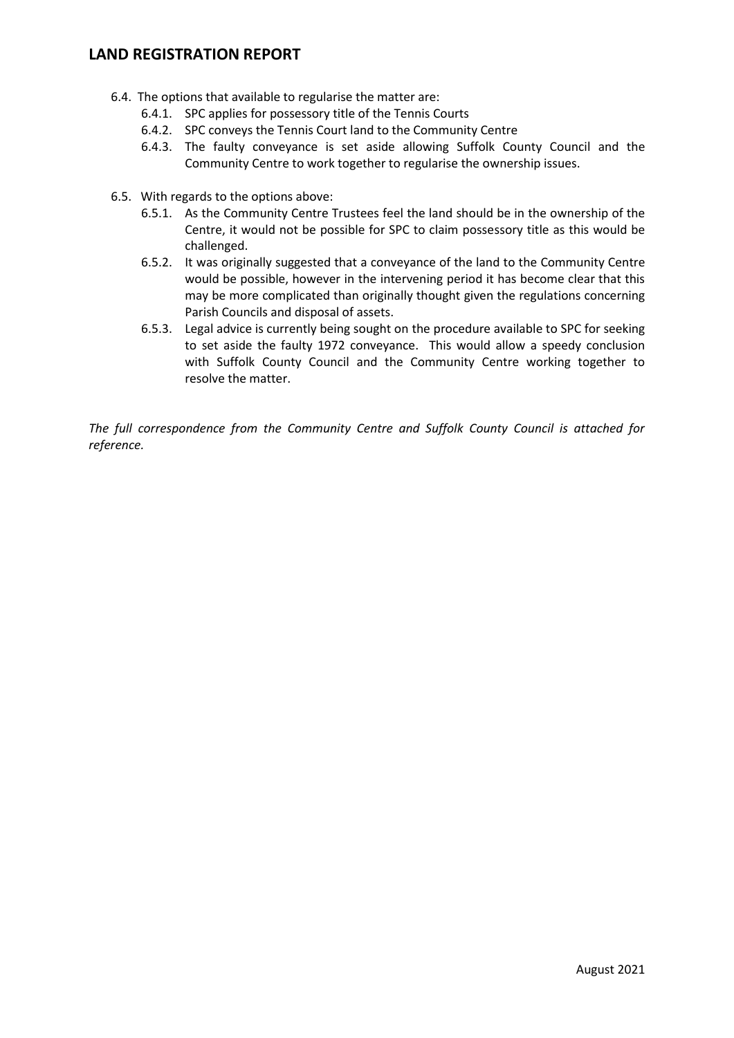- 6.4. The options that available to regularise the matter are:
  - 6.4.1. SPC applies for possessory title of the Tennis Courts
  - 6.4.2. SPC conveys the Tennis Court land to the Community Centre
  - 6.4.3. The faulty conveyance is set aside allowing Suffolk County Council and the Community Centre to work together to regularise the ownership issues.
- 6.5. With regards to the options above:
  - 6.5.1. As the Community Centre Trustees feel the land should be in the ownership of the Centre, it would not be possible for SPC to claim possessory title as this would be challenged.
  - 6.5.2. It was originally suggested that a conveyance of the land to the Community Centre would be possible, however in the intervening period it has become clear that this may be more complicated than originally thought given the regulations concerning Parish Councils and disposal of assets.
  - 6.5.3. Legal advice is currently being sought on the procedure available to SPC for seeking to set aside the faulty 1972 conveyance. This would allow a speedy conclusion with Suffolk County Council and the Community Centre working together to resolve the matter.

*The full correspondence from the Community Centre and Suffolk County Council is attached for reference.*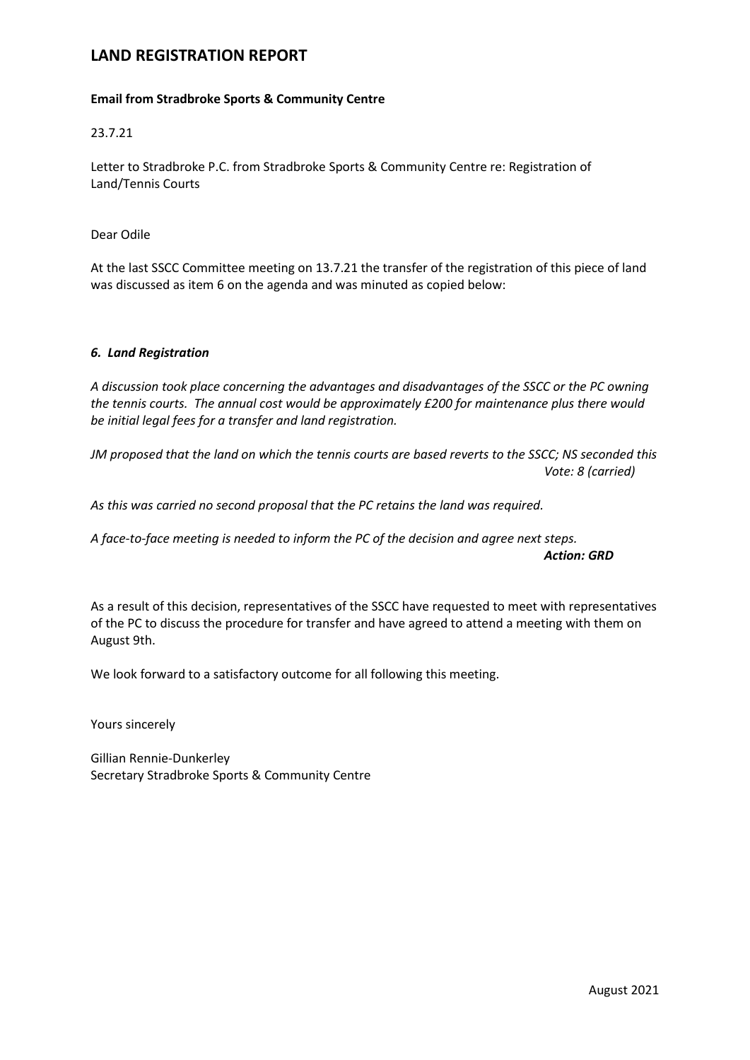# LAND REGISTRATION REPORT

**Email from Stradbroke Sports & Community Centre**

23.7.21

Letter to Stradbroke P.C. from Stradbroke Sports & Community Centre re: Registration of Land/Tennis Courts

Dear Odile

At the last SSCC Committee meeting on 13.7.21 the transfer of the registration of this piece of land was discussed as item 6 on the agenda and was minuted as copied below:

***6. Land Registration***

*A discussion took place concerning the advantages and disadvantages of the SSCC or the PC owning the tennis courts. The annual cost would be approximately £200 for maintenance plus there would be initial legal fees for a transfer and land registration.*

*JM proposed that the land on which the tennis courts are based reverts to the SSCC; NS seconded this*
*Vote: 8 (carried)*

*As this was carried no second proposal that the PC retains the land was required.*

*A face-to-face meeting is needed to inform the PC of the decision and agree next steps.*
***Action: GRD***

As a result of this decision, representatives of the SSCC have requested to meet with representatives of the PC to discuss the procedure for transfer and have agreed to attend a meeting with them on August 9th.

We look forward to a satisfactory outcome for all following this meeting.

Yours sincerely

Gillian Rennie-Dunkerley
Secretary Stradbroke Sports & Community Centre

August 2021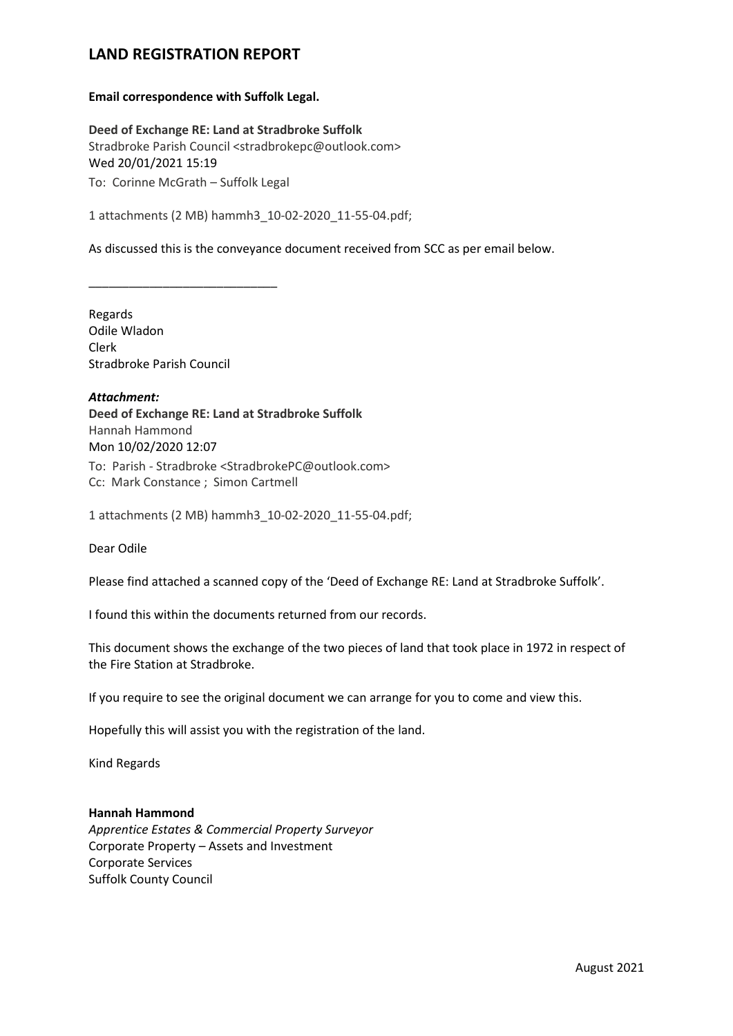# LAND REGISTRATION REPORT

**Email correspondence with Suffolk Legal.**

**Deed of Exchange RE: Land at Stradbroke Suffolk**
Stradbroke Parish Council <stradbrokepc@outlook.com>
Wed 20/01/2021 15:19
To: Corinne McGrath – Suffolk Legal

1 attachments (2 MB) hammh3_10-02-2020_11-55-04.pdf;

As discussed this is the conveyance document received from SCC as per email below.

\_\_\_\_\_\_\_\_\_\_\_\_\_\_\_\_\_\_\_\_\_\_\_\_\_\_\_\_

Regards
Odile Wladon
Clerk
Stradbroke Parish Council

***Attachment:***
**Deed of Exchange RE: Land at Stradbroke Suffolk**
Hannah Hammond
Mon 10/02/2020 12:07
To: Parish - Stradbroke <StradbrokePC@outlook.com>
Cc: Mark Constance ; Simon Cartmell

1 attachments (2 MB) hammh3_10-02-2020_11-55-04.pdf;

Dear Odile

Please find attached a scanned copy of the 'Deed of Exchange RE: Land at Stradbroke Suffolk'.

I found this within the documents returned from our records.

This document shows the exchange of the two pieces of land that took place in 1972 in respect of the Fire Station at Stradbroke.

If you require to see the original document we can arrange for you to come and view this.

Hopefully this will assist you with the registration of the land.

Kind Regards

**Hannah Hammond**
*Apprentice Estates & Commercial Property Surveyor*
Corporate Property – Assets and Investment
Corporate Services
Suffolk County Council

August 2021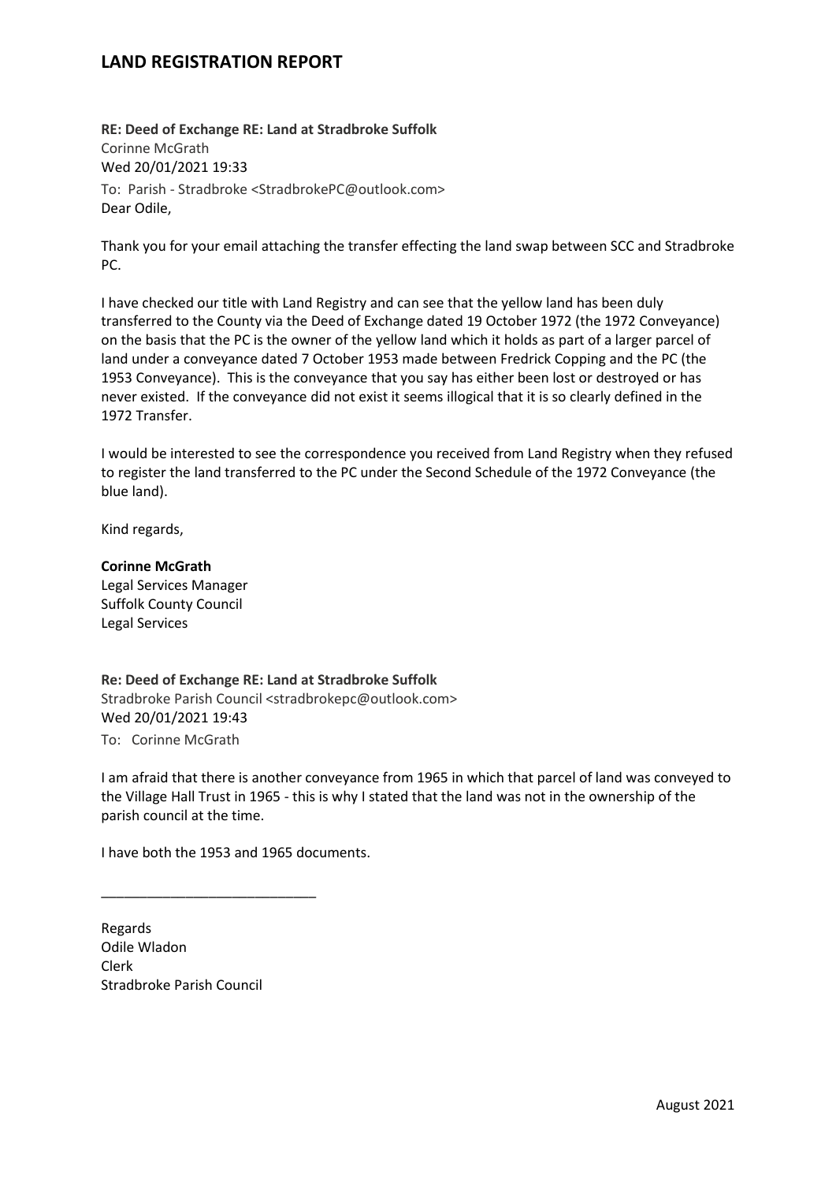**RE: Deed of Exchange RE: Land at Stradbroke Suffolk**
Corinne McGrath
Wed 20/01/2021 19:33
To: Parish - Stradbroke <StradbrokePC@outlook.com>
Dear Odile,

Thank you for your email attaching the transfer effecting the land swap between SCC and Stradbroke PC.

I have checked our title with Land Registry and can see that the yellow land has been duly transferred to the County via the Deed of Exchange dated 19 October 1972 (the 1972 Conveyance) on the basis that the PC is the owner of the yellow land which it holds as part of a larger parcel of land under a conveyance dated 7 October 1953 made between Fredrick Copping and the PC (the 1953 Conveyance). This is the conveyance that you say has either been lost or destroyed or has never existed. If the conveyance did not exist it seems illogical that it is so clearly defined in the 1972 Transfer.

I would be interested to see the correspondence you received from Land Registry when they refused to register the land transferred to the PC under the Second Schedule of the 1972 Conveyance (the blue land).

Kind regards,

**Corinne McGrath**
Legal Services Manager
Suffolk County Council
Legal Services

**Re: Deed of Exchange RE: Land at Stradbroke Suffolk**
Stradbroke Parish Council <stradbrokepc@outlook.com>
Wed 20/01/2021 19:43
To: Corinne McGrath

I am afraid that there is another conveyance from 1965 in which that parcel of land was conveyed to the Village Hall Trust in 1965 - this is why I stated that the land was not in the ownership of the parish council at the time.

I have both the 1953 and 1965 documents.

___________________________

Regards
Odile Wladon
Clerk
Stradbroke Parish Council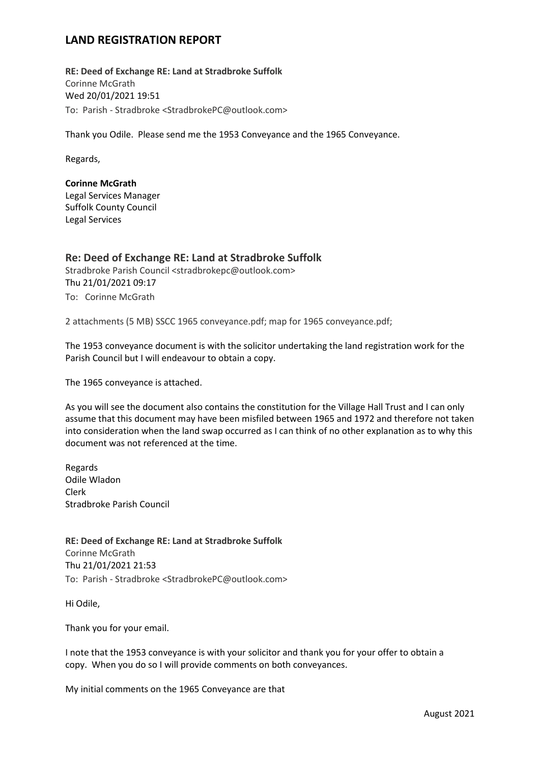# LAND REGISTRATION REPORT

**RE: Deed of Exchange RE: Land at Stradbroke Suffolk**
Corinne McGrath
Wed 20/01/2021 19:51
To: Parish - Stradbroke <StradbrokePC@outlook.com>

Thank you Odile. Please send me the 1953 Conveyance and the 1965 Conveyance.

Regards,

**Corinne McGrath**
Legal Services Manager
Suffolk County Council
Legal Services

## Re: Deed of Exchange RE: Land at Stradbroke Suffolk

Stradbroke Parish Council <stradbrokepc@outlook.com>
Thu 21/01/2021 09:17
To: Corinne McGrath

2 attachments (5 MB) SSCC 1965 conveyance.pdf; map for 1965 conveyance.pdf;

The 1953 conveyance document is with the solicitor undertaking the land registration work for the Parish Council but I will endeavour to obtain a copy.

The 1965 conveyance is attached.

As you will see the document also contains the constitution for the Village Hall Trust and I can only assume that this document may have been misfiled between 1965 and 1972 and therefore not taken into consideration when the land swap occurred as I can think of no other explanation as to why this document was not referenced at the time.

Regards
Odile Wladon
Clerk
Stradbroke Parish Council

**RE: Deed of Exchange RE: Land at Stradbroke Suffolk**
Corinne McGrath
Thu 21/01/2021 21:53
To: Parish - Stradbroke <StradbrokePC@outlook.com>

Hi Odile,

Thank you for your email.

I note that the 1953 conveyance is with your solicitor and thank you for your offer to obtain a copy. When you do so I will provide comments on both conveyances.

My initial comments on the 1965 Conveyance are that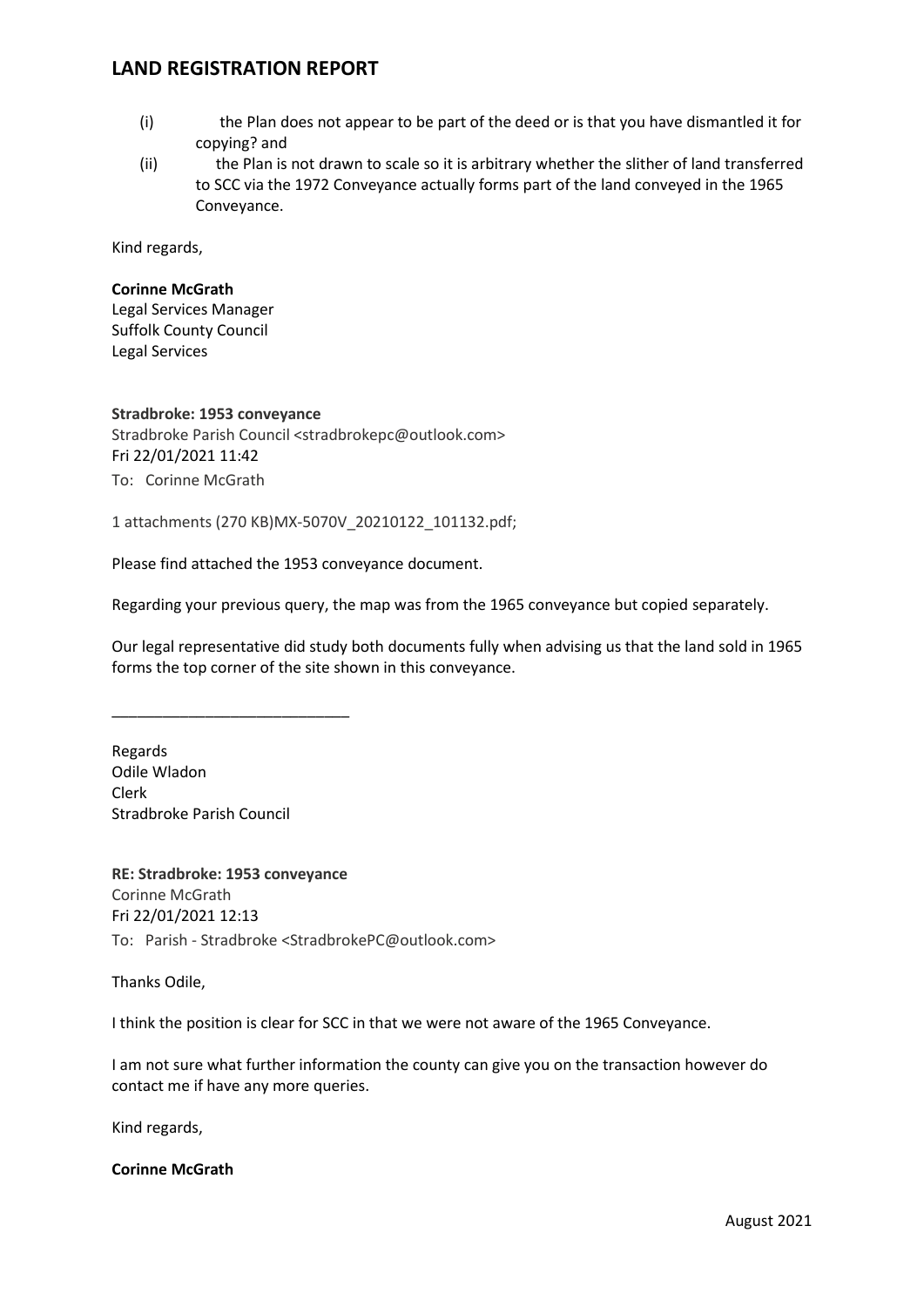(i) the Plan does not appear to be part of the deed or is that you have dismantled it for copying? and

(ii) the Plan is not drawn to scale so it is arbitrary whether the slither of land transferred to SCC via the 1972 Conveyance actually forms part of the land conveyed in the 1965 Conveyance.

Kind regards,

**Corinne McGrath**
Legal Services Manager
Suffolk County Council
Legal Services

**Stradbroke: 1953 conveyance**
Stradbroke Parish Council <stradbrokepc@outlook.com>
Fri 22/01/2021 11:42
To: Corinne McGrath

1 attachments (270 KB)MX-5070V_20210122_101132.pdf;

Please find attached the 1953 conveyance document.

Regarding your previous query, the map was from the 1965 conveyance but copied separately.

Our legal representative did study both documents fully when advising us that the land sold in 1965 forms the top corner of the site shown in this conveyance.

____________________________

Regards
Odile Wladon
Clerk
Stradbroke Parish Council

**RE: Stradbroke: 1953 conveyance**
Corinne McGrath
Fri 22/01/2021 12:13
To: Parish - Stradbroke <StradbrokePC@outlook.com>

Thanks Odile,

I think the position is clear for SCC in that we were not aware of the 1965 Conveyance.

I am not sure what further information the county can give you on the transaction however do contact me if have any more queries.

Kind regards,

**Corinne McGrath**